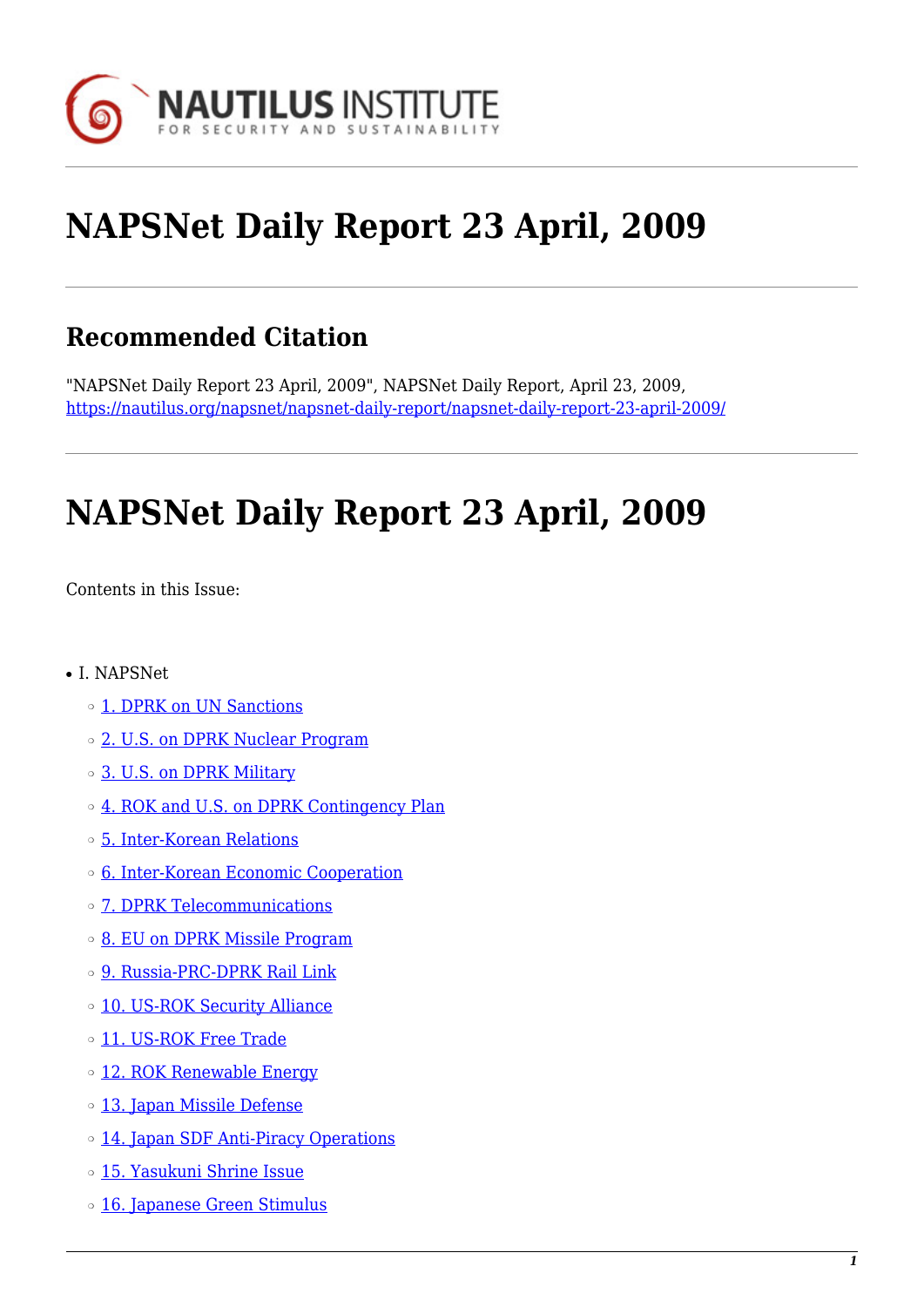# NAPSNet Daily Report 23 April, 2009

## Recommended Citation

"NAPSNet Daily Report 23 April, 2009", NAPSNet Daily Report, April 23, 2009, https://nautilus.org/napsnet/napsnet-daily-report/napsnet-daily-report-23-april-2009/

# NAPSNet Daily Report 23 April, 2009

Contents in this Issue:

- I. NAPSNet
  - 1. DPRK on UN Sanctions
  - 2. U.S. on DPRK Nuclear Program
  - 3. U.S. on DPRK Military
  - 4. ROK and U.S. on DPRK Contingency Plan
  - 5. Inter-Korean Relations
  - 6. Inter-Korean Economic Cooperation
  - 7. DPRK Telecommunications
  - 8. EU on DPRK Missile Program
  - 9. Russia-PRC-DPRK Rail Link
  - 10. US-ROK Security Alliance
  - 11. US-ROK Free Trade
  - 12. ROK Renewable Energy
  - 13. Japan Missile Defense
  - 14. Japan SDF Anti-Piracy Operations
  - 15. Yasukuni Shrine Issue
  - 16. Japanese Green Stimulus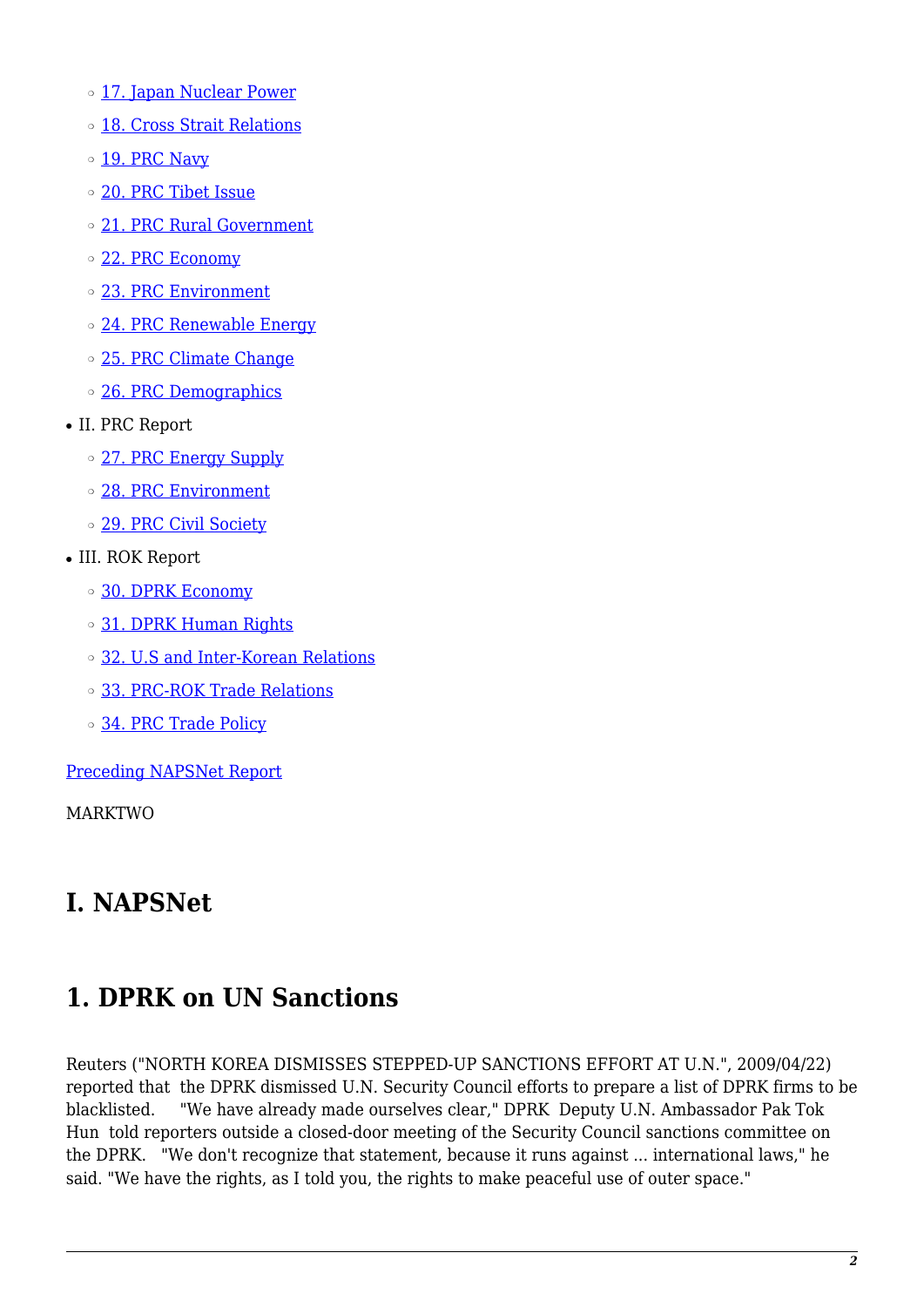- 17. Japan Nuclear Power
  - 18. Cross Strait Relations
  - 19. PRC Navy
  - 20. PRC Tibet Issue
  - 21. PRC Rural Government
  - 22. PRC Economy
  - 23. PRC Environment
  - 24. PRC Renewable Energy
  - 25. PRC Climate Change
  - 26. PRC Demographics
- II. PRC Report
  - 27. PRC Energy Supply
  - 28. PRC Environment
  - 29. PRC Civil Society
- III. ROK Report
  - 30. DPRK Economy
  - 31. DPRK Human Rights
  - 32. U.S and Inter-Korean Relations
  - 33. PRC-ROK Trade Relations
  - 34. PRC Trade Policy

Preceding NAPSNet Report

MARKTWO

# I. NAPSNet

# 1. DPRK on UN Sanctions

Reuters ("NORTH KOREA DISMISSES STEPPED-UP SANCTIONS EFFORT AT U.N.", 2009/04/22) reported that the DPRK dismissed U.N. Security Council efforts to prepare a list of DPRK firms to be blacklisted. "We have already made ourselves clear," DPRK Deputy U.N. Ambassador Pak Tok Hun told reporters outside a closed-door meeting of the Security Council sanctions committee on the DPRK. "We don't recognize that statement, because it runs against ... international laws," he said. "We have the rights, as I told you, the rights to make peaceful use of outer space."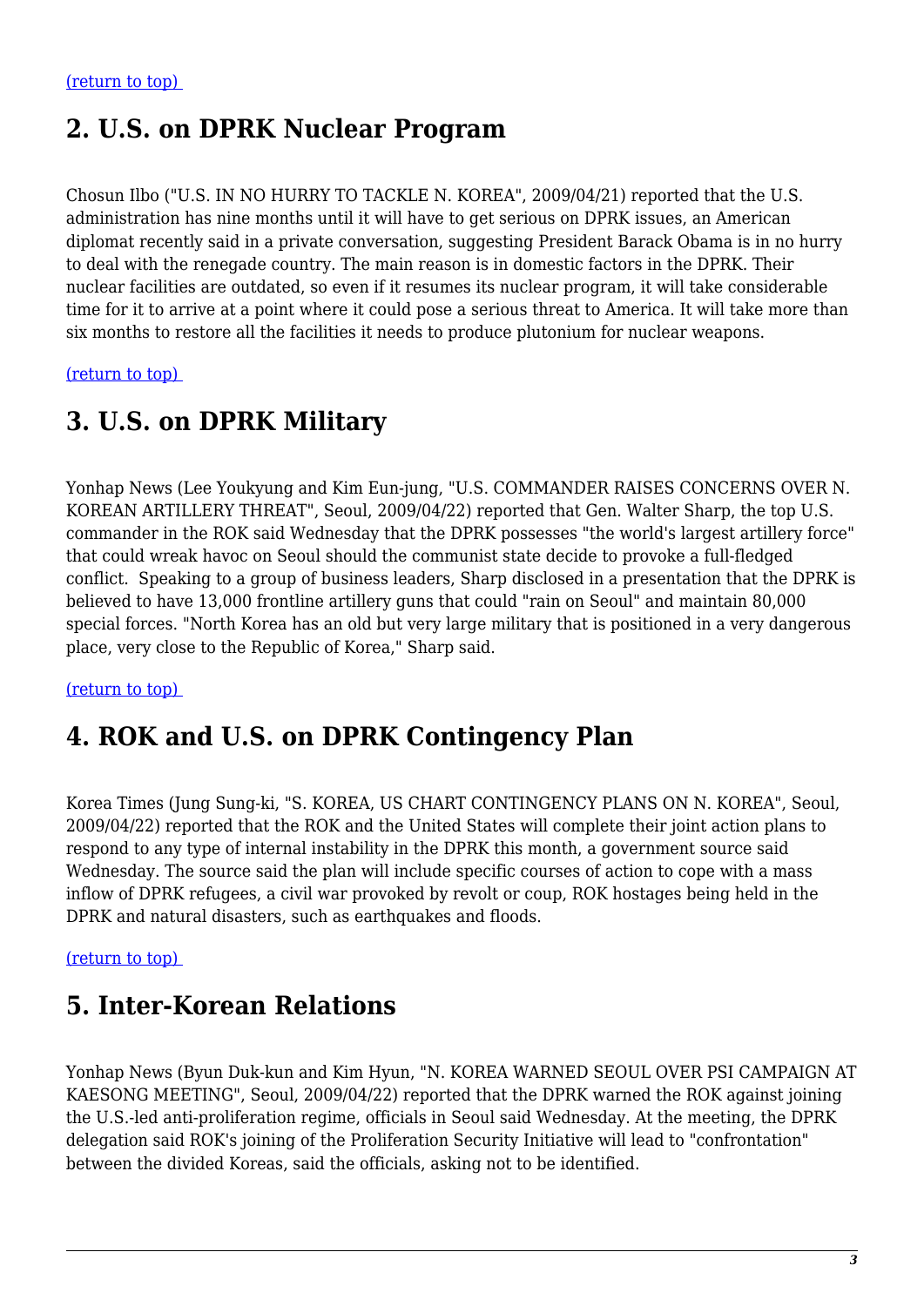(return to top)

## 2. U.S. on DPRK Nuclear Program

Chosun Ilbo ("U.S. IN NO HURRY TO TACKLE N. KOREA", 2009/04/21) reported that the U.S. administration has nine months until it will have to get serious on DPRK issues, an American diplomat recently said in a private conversation, suggesting President Barack Obama is in no hurry to deal with the renegade country. The main reason is in domestic factors in the DPRK. Their nuclear facilities are outdated, so even if it resumes its nuclear program, it will take considerable time for it to arrive at a point where it could pose a serious threat to America. It will take more than six months to restore all the facilities it needs to produce plutonium for nuclear weapons.

(return to top)

## 3. U.S. on DPRK Military

Yonhap News (Lee Youkyung and Kim Eun-jung, "U.S. COMMANDER RAISES CONCERNS OVER N. KOREAN ARTILLERY THREAT", Seoul, 2009/04/22) reported that Gen. Walter Sharp, the top U.S. commander in the ROK said Wednesday that the DPRK possesses "the world's largest artillery force" that could wreak havoc on Seoul should the communist state decide to provoke a full-fledged conflict. Speaking to a group of business leaders, Sharp disclosed in a presentation that the DPRK is believed to have 13,000 frontline artillery guns that could "rain on Seoul" and maintain 80,000 special forces. "North Korea has an old but very large military that is positioned in a very dangerous place, very close to the Republic of Korea," Sharp said.

(return to top)

## 4. ROK and U.S. on DPRK Contingency Plan

Korea Times (Jung Sung-ki, "S. KOREA, US CHART CONTINGENCY PLANS ON N. KOREA", Seoul, 2009/04/22) reported that the ROK and the United States will complete their joint action plans to respond to any type of internal instability in the DPRK this month, a government source said Wednesday. The source said the plan will include specific courses of action to cope with a mass inflow of DPRK refugees, a civil war provoked by revolt or coup, ROK hostages being held in the DPRK and natural disasters, such as earthquakes and floods.

(return to top)

## 5. Inter-Korean Relations

Yonhap News (Byun Duk-kun and Kim Hyun, "N. KOREA WARNED SEOUL OVER PSI CAMPAIGN AT KAESONG MEETING", Seoul, 2009/04/22) reported that the DPRK warned the ROK against joining the U.S.-led anti-proliferation regime, officials in Seoul said Wednesday. At the meeting, the DPRK delegation said ROK's joining of the Proliferation Security Initiative will lead to "confrontation" between the divided Koreas, said the officials, asking not to be identified.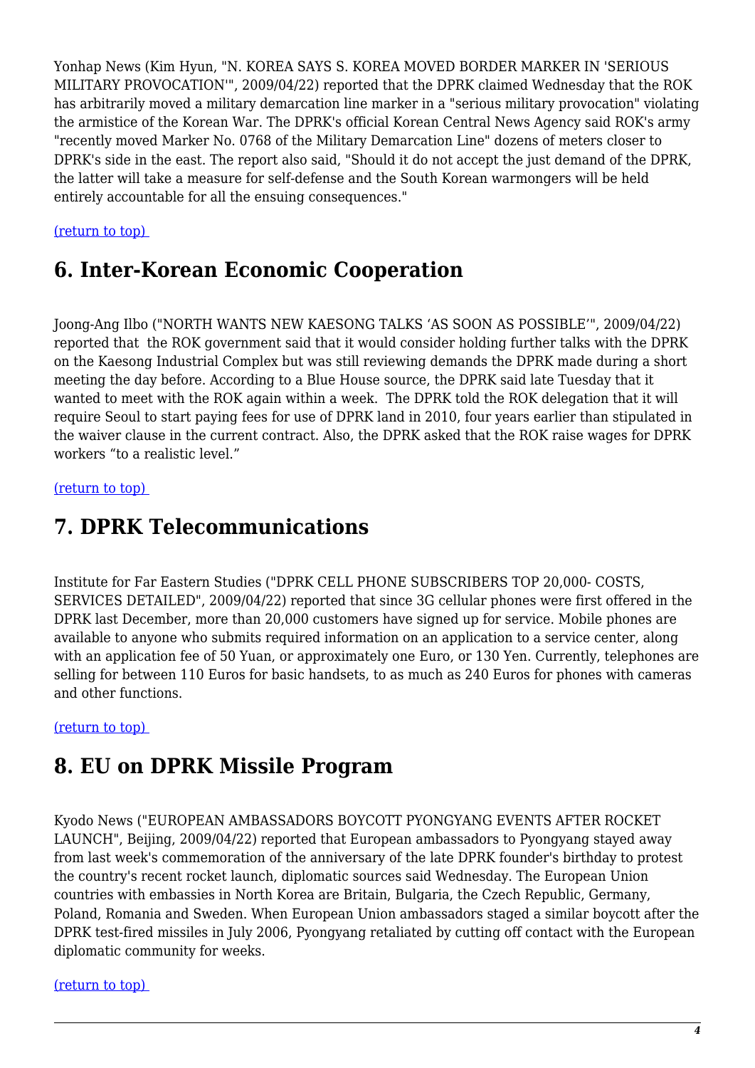Yonhap News (Kim Hyun, "N. KOREA SAYS S. KOREA MOVED BORDER MARKER IN 'SERIOUS MILITARY PROVOCATION'", 2009/04/22) reported that the DPRK claimed Wednesday that the ROK has arbitrarily moved a military demarcation line marker in a "serious military provocation" violating the armistice of the Korean War. The DPRK's official Korean Central News Agency said ROK's army "recently moved Marker No. 0768 of the Military Demarcation Line" dozens of meters closer to DPRK's side in the east. The report also said, "Should it do not accept the just demand of the DPRK, the latter will take a measure for self-defense and the South Korean warmongers will be held entirely accountable for all the ensuing consequences."

(return to top)

## 6. Inter-Korean Economic Cooperation

Joong-Ang Ilbo ("NORTH WANTS NEW KAESONG TALKS 'AS SOON AS POSSIBLE'", 2009/04/22) reported that the ROK government said that it would consider holding further talks with the DPRK on the Kaesong Industrial Complex but was still reviewing demands the DPRK made during a short meeting the day before. According to a Blue House source, the DPRK said late Tuesday that it wanted to meet with the ROK again within a week. The DPRK told the ROK delegation that it will require Seoul to start paying fees for use of DPRK land in 2010, four years earlier than stipulated in the waiver clause in the current contract. Also, the DPRK asked that the ROK raise wages for DPRK workers "to a realistic level."

(return to top)

## 7. DPRK Telecommunications

Institute for Far Eastern Studies ("DPRK CELL PHONE SUBSCRIBERS TOP 20,000- COSTS, SERVICES DETAILED", 2009/04/22) reported that since 3G cellular phones were first offered in the DPRK last December, more than 20,000 customers have signed up for service. Mobile phones are available to anyone who submits required information on an application to a service center, along with an application fee of 50 Yuan, or approximately one Euro, or 130 Yen. Currently, telephones are selling for between 110 Euros for basic handsets, to as much as 240 Euros for phones with cameras and other functions.

(return to top)

## 8. EU on DPRK Missile Program

Kyodo News ("EUROPEAN AMBASSADORS BOYCOTT PYONGYANG EVENTS AFTER ROCKET LAUNCH", Beijing, 2009/04/22) reported that European ambassadors to Pyongyang stayed away from last week's commemoration of the anniversary of the late DPRK founder's birthday to protest the country's recent rocket launch, diplomatic sources said Wednesday. The European Union countries with embassies in North Korea are Britain, Bulgaria, the Czech Republic, Germany, Poland, Romania and Sweden. When European Union ambassadors staged a similar boycott after the DPRK test-fired missiles in July 2006, Pyongyang retaliated by cutting off contact with the European diplomatic community for weeks.

(return to top)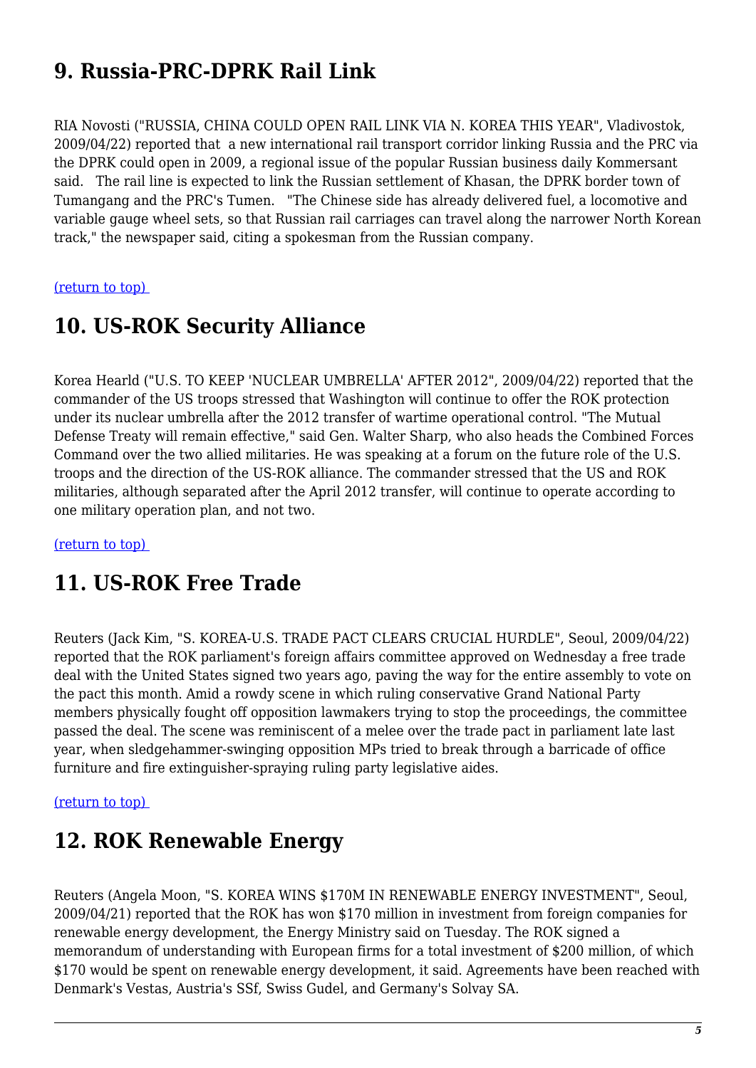## 9. Russia-PRC-DPRK Rail Link

RIA Novosti ("RUSSIA, CHINA COULD OPEN RAIL LINK VIA N. KOREA THIS YEAR", Vladivostok, 2009/04/22) reported that a new international rail transport corridor linking Russia and the PRC via the DPRK could open in 2009, a regional issue of the popular Russian business daily Kommersant said. The rail line is expected to link the Russian settlement of Khasan, the DPRK border town of Tumangang and the PRC's Tumen. "The Chinese side has already delivered fuel, a locomotive and variable gauge wheel sets, so that Russian rail carriages can travel along the narrower North Korean track," the newspaper said, citing a spokesman from the Russian company.

(return to top)

## 10. US-ROK Security Alliance

Korea Hearld ("U.S. TO KEEP 'NUCLEAR UMBRELLA' AFTER 2012", 2009/04/22) reported that the commander of the US troops stressed that Washington will continue to offer the ROK protection under its nuclear umbrella after the 2012 transfer of wartime operational control. "The Mutual Defense Treaty will remain effective," said Gen. Walter Sharp, who also heads the Combined Forces Command over the two allied militaries. He was speaking at a forum on the future role of the U.S. troops and the direction of the US-ROK alliance. The commander stressed that the US and ROK militaries, although separated after the April 2012 transfer, will continue to operate according to one military operation plan, and not two.

(return to top)

## 11. US-ROK Free Trade

Reuters (Jack Kim, "S. KOREA-U.S. TRADE PACT CLEARS CRUCIAL HURDLE", Seoul, 2009/04/22) reported that the ROK parliament's foreign affairs committee approved on Wednesday a free trade deal with the United States signed two years ago, paving the way for the entire assembly to vote on the pact this month. Amid a rowdy scene in which ruling conservative Grand National Party members physically fought off opposition lawmakers trying to stop the proceedings, the committee passed the deal. The scene was reminiscent of a melee over the trade pact in parliament late last year, when sledgehammer-swinging opposition MPs tried to break through a barricade of office furniture and fire extinguisher-spraying ruling party legislative aides.

(return to top)

## 12. ROK Renewable Energy

Reuters (Angela Moon, "S. KOREA WINS $170M IN RENEWABLE ENERGY INVESTMENT", Seoul, 2009/04/21) reported that the ROK has won $170 million in investment from foreign companies for renewable energy development, the Energy Ministry said on Tuesday. The ROK signed a memorandum of understanding with European firms for a total investment of $200 million, of which $170 would be spent on renewable energy development, it said. Agreements have been reached with Denmark's Vestas, Austria's SSf, Swiss Gudel, and Germany's Solvay SA.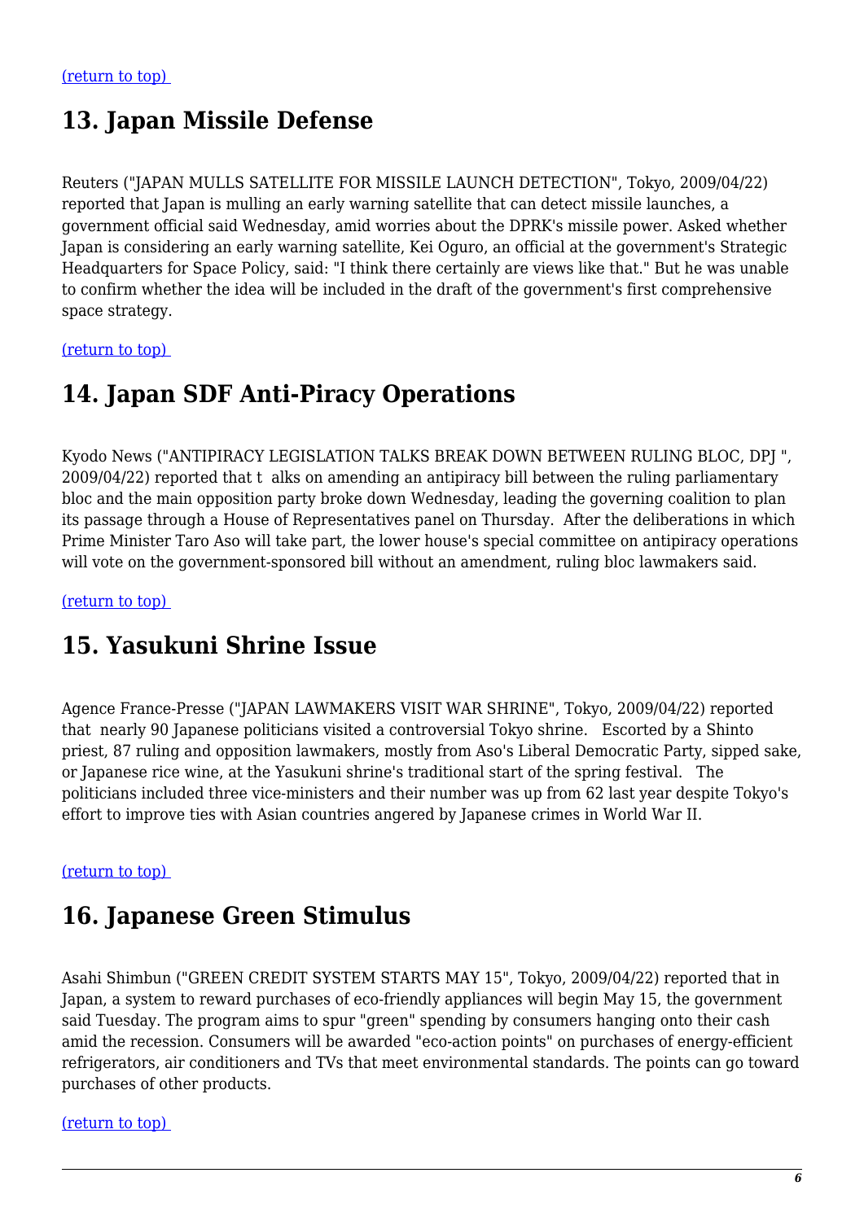[(return to top)](#top)

## 13. Japan Missile Defense

Reuters ("JAPAN MULLS SATELLITE FOR MISSILE LAUNCH DETECTION", Tokyo, 2009/04/22) reported that Japan is mulling an early warning satellite that can detect missile launches, a government official said Wednesday, amid worries about the DPRK's missile power. Asked whether Japan is considering an early warning satellite, Kei Oguro, an official at the government's Strategic Headquarters for Space Policy, said: "I think there certainly are views like that." But he was unable to confirm whether the idea will be included in the draft of the government's first comprehensive space strategy.

[(return to top)](#top)

## 14. Japan SDF Anti-Piracy Operations

Kyodo News ("ANTIPIRACY LEGISLATION TALKS BREAK DOWN BETWEEN RULING BLOC, DPJ ", 2009/04/22) reported that t alks on amending an antipiracy bill between the ruling parliamentary bloc and the main opposition party broke down Wednesday, leading the governing coalition to plan its passage through a House of Representatives panel on Thursday. After the deliberations in which Prime Minister Taro Aso will take part, the lower house's special committee on antipiracy operations will vote on the government-sponsored bill without an amendment, ruling bloc lawmakers said.

[(return to top)](#top)

## 15. Yasukuni Shrine Issue

Agence France-Presse ("JAPAN LAWMAKERS VISIT WAR SHRINE", Tokyo, 2009/04/22) reported that nearly 90 Japanese politicians visited a controversial Tokyo shrine. Escorted by a Shinto priest, 87 ruling and opposition lawmakers, mostly from Aso's Liberal Democratic Party, sipped sake, or Japanese rice wine, at the Yasukuni shrine's traditional start of the spring festival. The politicians included three vice-ministers and their number was up from 62 last year despite Tokyo's effort to improve ties with Asian countries angered by Japanese crimes in World War II.

[(return to top)](#top)

## 16. Japanese Green Stimulus

Asahi Shimbun ("GREEN CREDIT SYSTEM STARTS MAY 15", Tokyo, 2009/04/22) reported that in Japan, a system to reward purchases of eco-friendly appliances will begin May 15, the government said Tuesday. The program aims to spur "green" spending by consumers hanging onto their cash amid the recession. Consumers will be awarded "eco-action points" on purchases of energy-efficient refrigerators, air conditioners and TVs that meet environmental standards. The points can go toward purchases of other products.

[(return to top)](#top)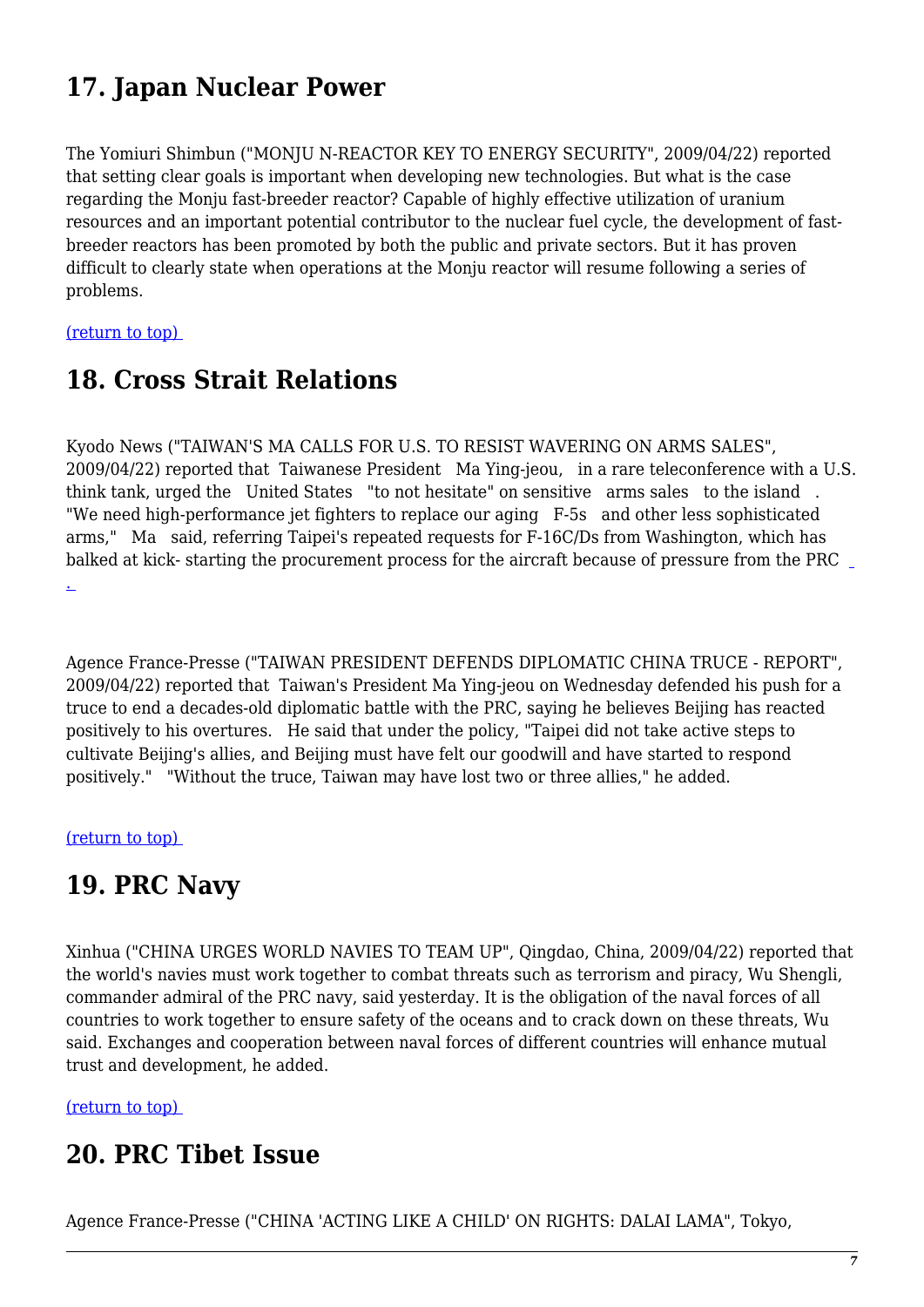## 17. Japan Nuclear Power

The Yomiuri Shimbun ("MONJU N-REACTOR KEY TO ENERGY SECURITY", 2009/04/22) reported that setting clear goals is important when developing new technologies. But what is the case regarding the Monju fast-breeder reactor? Capable of highly effective utilization of uranium resources and an important potential contributor to the nuclear fuel cycle, the development of fast-breeder reactors has been promoted by both the public and private sectors. But it has proven difficult to clearly state when operations at the Monju reactor will resume following a series of problems.

(return to top)

## 18. Cross Strait Relations

Kyodo News ("TAIWAN'S MA CALLS FOR U.S. TO RESIST WAVERING ON ARMS SALES", 2009/04/22) reported that Taiwanese President Ma Ying-jeou, in a rare teleconference with a U.S. think tank, urged the United States "to not hesitate" on sensitive arms sales to the island. "We need high-performance jet fighters to replace our aging F-5s and other less sophisticated arms," Ma said, referring Taipei's repeated requests for F-16C/Ds from Washington, which has balked at kick- starting the procurement process for the aircraft because of pressure from the PRC.

Agence France-Presse ("TAIWAN PRESIDENT DEFENDS DIPLOMATIC CHINA TRUCE - REPORT", 2009/04/22) reported that Taiwan's President Ma Ying-jeou on Wednesday defended his push for a truce to end a decades-old diplomatic battle with the PRC, saying he believes Beijing has reacted positively to his overtures. He said that under the policy, "Taipei did not take active steps to cultivate Beijing's allies, and Beijing must have felt our goodwill and have started to respond positively." "Without the truce, Taiwan may have lost two or three allies," he added.

(return to top)

## 19. PRC Navy

Xinhua ("CHINA URGES WORLD NAVIES TO TEAM UP", Qingdao, China, 2009/04/22) reported that the world's navies must work together to combat threats such as terrorism and piracy, Wu Shengli, commander admiral of the PRC navy, said yesterday. It is the obligation of the naval forces of all countries to work together to ensure safety of the oceans and to crack down on these threats, Wu said. Exchanges and cooperation between naval forces of different countries will enhance mutual trust and development, he added.

(return to top)

## 20. PRC Tibet Issue

Agence France-Presse ("CHINA 'ACTING LIKE A CHILD' ON RIGHTS: DALAI LAMA", Tokyo,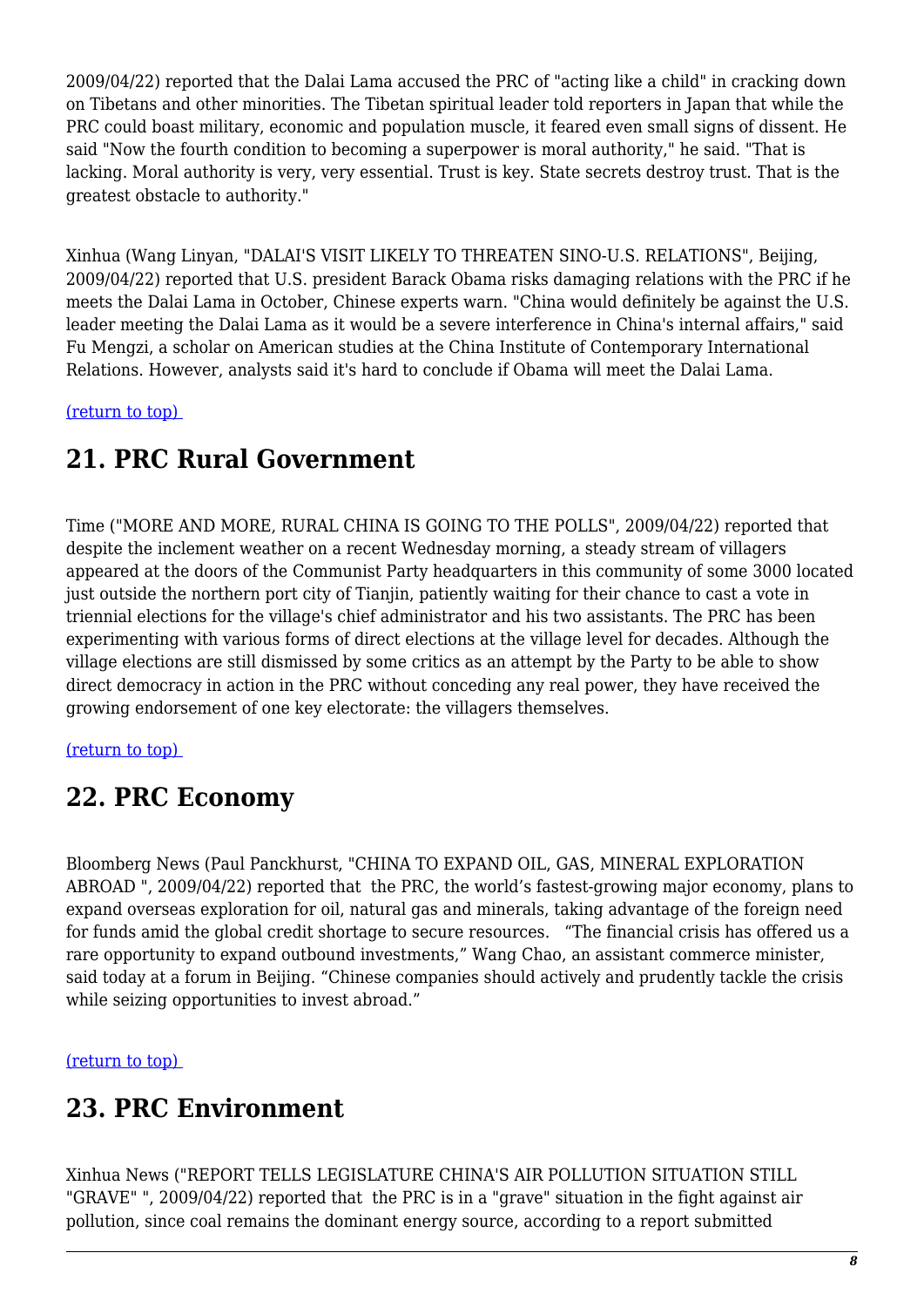2009/04/22) reported that the Dalai Lama accused the PRC of "acting like a child" in cracking down on Tibetans and other minorities. The Tibetan spiritual leader told reporters in Japan that while the PRC could boast military, economic and population muscle, it feared even small signs of dissent. He said "Now the fourth condition to becoming a superpower is moral authority," he said. "That is lacking. Moral authority is very, very essential. Trust is key. State secrets destroy trust. That is the greatest obstacle to authority."

Xinhua (Wang Linyan, "DALAI'S VISIT LIKELY TO THREATEN SINO-U.S. RELATIONS", Beijing, 2009/04/22) reported that U.S. president Barack Obama risks damaging relations with the PRC if he meets the Dalai Lama in October, Chinese experts warn. "China would definitely be against the U.S. leader meeting the Dalai Lama as it would be a severe interference in China's internal affairs," said Fu Mengzi, a scholar on American studies at the China Institute of Contemporary International Relations. However, analysts said it's hard to conclude if Obama will meet the Dalai Lama.

(return to top)

## 21. PRC Rural Government

Time ("MORE AND MORE, RURAL CHINA IS GOING TO THE POLLS", 2009/04/22) reported that despite the inclement weather on a recent Wednesday morning, a steady stream of villagers appeared at the doors of the Communist Party headquarters in this community of some 3000 located just outside the northern port city of Tianjin, patiently waiting for their chance to cast a vote in triennial elections for the village's chief administrator and his two assistants. The PRC has been experimenting with various forms of direct elections at the village level for decades. Although the village elections are still dismissed by some critics as an attempt by the Party to be able to show direct democracy in action in the PRC without conceding any real power, they have received the growing endorsement of one key electorate: the villagers themselves.

(return to top)

## 22. PRC Economy

Bloomberg News (Paul Panckhurst, "CHINA TO EXPAND OIL, GAS, MINERAL EXPLORATION ABROAD ", 2009/04/22) reported that the PRC, the world's fastest-growing major economy, plans to expand overseas exploration for oil, natural gas and minerals, taking advantage of the foreign need for funds amid the global credit shortage to secure resources. "The financial crisis has offered us a rare opportunity to expand outbound investments," Wang Chao, an assistant commerce minister, said today at a forum in Beijing. "Chinese companies should actively and prudently tackle the crisis while seizing opportunities to invest abroad."

(return to top)

## 23. PRC Environment

Xinhua News ("REPORT TELLS LEGISLATURE CHINA'S AIR POLLUTION SITUATION STILL "GRAVE" ", 2009/04/22) reported that the PRC is in a "grave" situation in the fight against air pollution, since coal remains the dominant energy source, according to a report submitted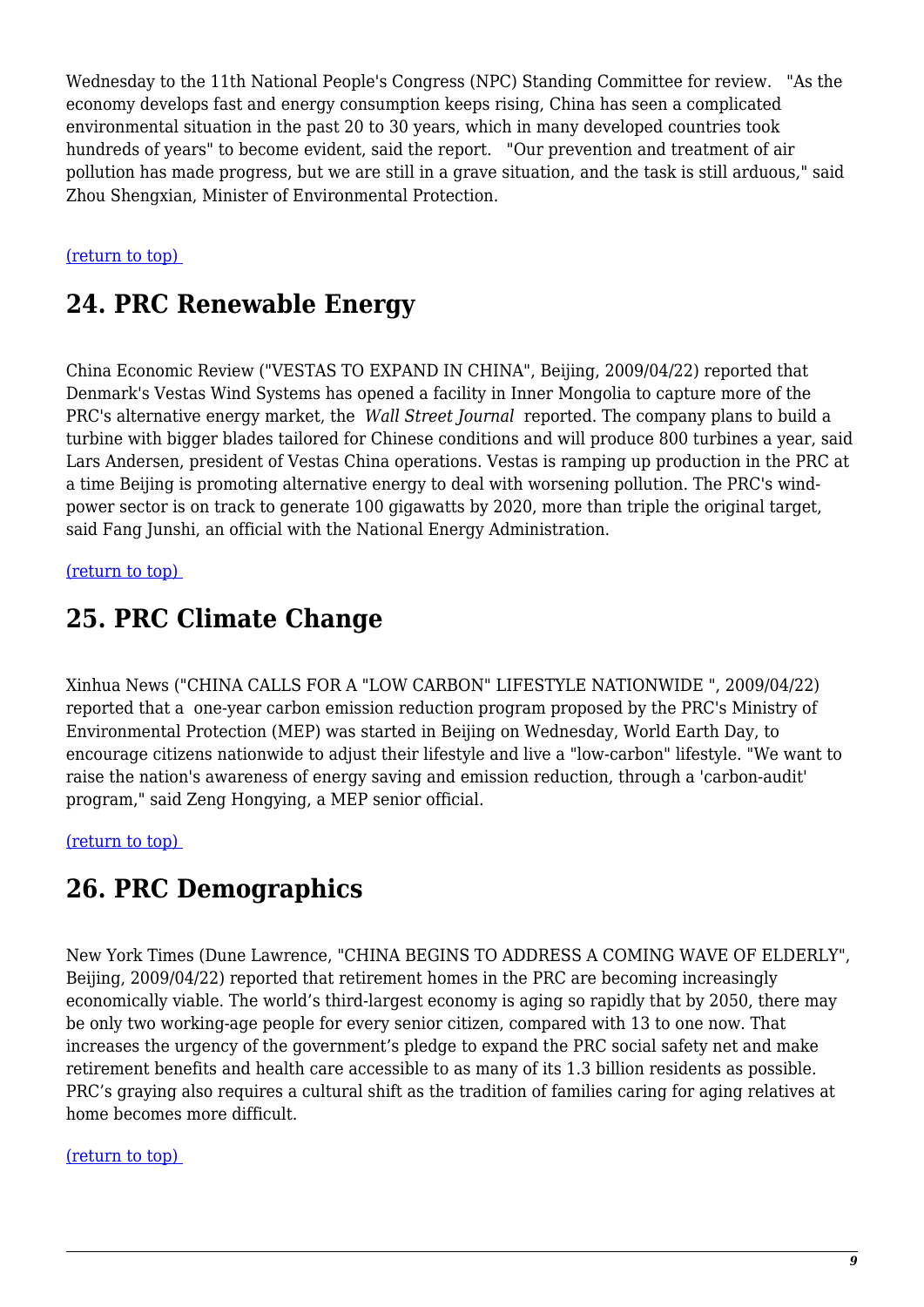Wednesday to the 11th National People's Congress (NPC) Standing Committee for review. "As the economy develops fast and energy consumption keeps rising, China has seen a complicated environmental situation in the past 20 to 30 years, which in many developed countries took hundreds of years" to become evident, said the report. "Our prevention and treatment of air pollution has made progress, but we are still in a grave situation, and the task is still arduous," said Zhou Shengxian, Minister of Environmental Protection.

(return to top)

## 24. PRC Renewable Energy

China Economic Review ("VESTAS TO EXPAND IN CHINA", Beijing, 2009/04/22) reported that Denmark's Vestas Wind Systems has opened a facility in Inner Mongolia to capture more of the PRC's alternative energy market, the *Wall Street Journal* reported. The company plans to build a turbine with bigger blades tailored for Chinese conditions and will produce 800 turbines a year, said Lars Andersen, president of Vestas China operations. Vestas is ramping up production in the PRC at a time Beijing is promoting alternative energy to deal with worsening pollution. The PRC's wind-power sector is on track to generate 100 gigawatts by 2020, more than triple the original target, said Fang Junshi, an official with the National Energy Administration.

(return to top)

## 25. PRC Climate Change

Xinhua News ("CHINA CALLS FOR A "LOW CARBON" LIFESTYLE NATIONWIDE ", 2009/04/22) reported that a one-year carbon emission reduction program proposed by the PRC's Ministry of Environmental Protection (MEP) was started in Beijing on Wednesday, World Earth Day, to encourage citizens nationwide to adjust their lifestyle and live a "low-carbon" lifestyle. "We want to raise the nation's awareness of energy saving and emission reduction, through a 'carbon-audit' program," said Zeng Hongying, a MEP senior official.

(return to top)

## 26. PRC Demographics

New York Times (Dune Lawrence, "CHINA BEGINS TO ADDRESS A COMING WAVE OF ELDERLY", Beijing, 2009/04/22) reported that retirement homes in the PRC are becoming increasingly economically viable. The world's third-largest economy is aging so rapidly that by 2050, there may be only two working-age people for every senior citizen, compared with 13 to one now. That increases the urgency of the government's pledge to expand the PRC social safety net and make retirement benefits and health care accessible to as many of its 1.3 billion residents as possible. PRC's graying also requires a cultural shift as the tradition of families caring for aging relatives at home becomes more difficult.

(return to top)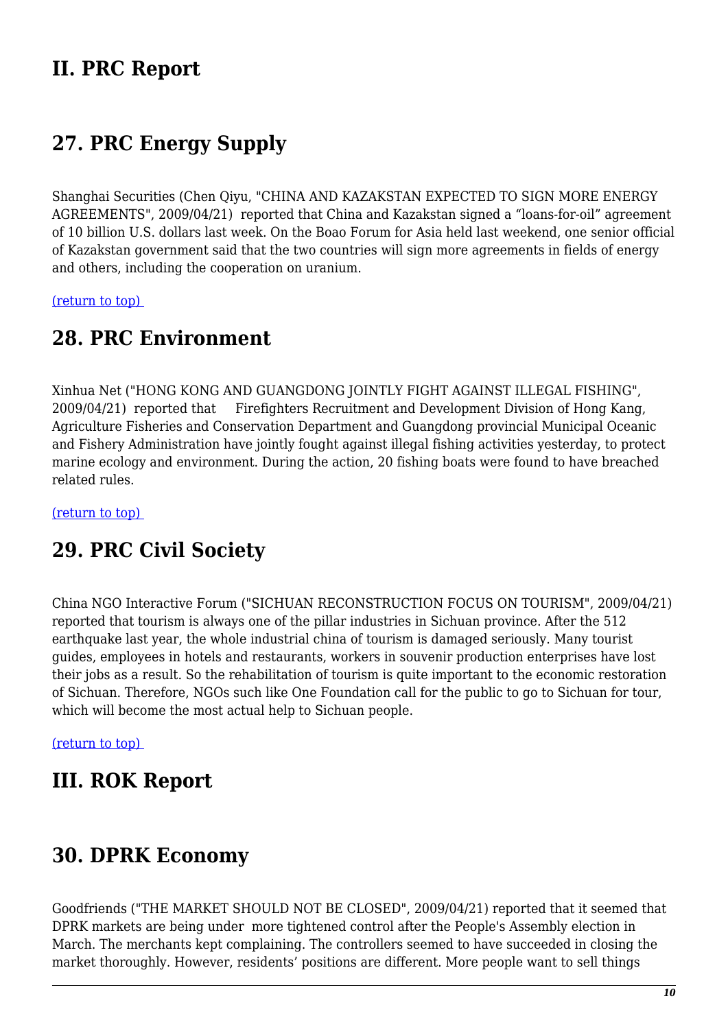# II. PRC Report

## 27. PRC Energy Supply

Shanghai Securities (Chen Qiyu, "CHINA AND KAZAKSTAN EXPECTED TO SIGN MORE ENERGY AGREEMENTS", 2009/04/21) reported that China and Kazakstan signed a "loans-for-oil" agreement of 10 billion U.S. dollars last week. On the Boao Forum for Asia held last weekend, one senior official of Kazakstan government said that the two countries will sign more agreements in fields of energy and others, including the cooperation on uranium.

(return to top)

## 28. PRC Environment

Xinhua Net ("HONG KONG AND GUANGDONG JOINTLY FIGHT AGAINST ILLEGAL FISHING", 2009/04/21) reported that Firefighters Recruitment and Development Division of Hong Kang, Agriculture Fisheries and Conservation Department and Guangdong provincial Municipal Oceanic and Fishery Administration have jointly fought against illegal fishing activities yesterday, to protect marine ecology and environment. During the action, 20 fishing boats were found to have breached related rules.

(return to top)

## 29. PRC Civil Society

China NGO Interactive Forum ("SICHUAN RECONSTRUCTION FOCUS ON TOURISM", 2009/04/21) reported that tourism is always one of the pillar industries in Sichuan province. After the 512 earthquake last year, the whole industrial china of tourism is damaged seriously. Many tourist guides, employees in hotels and restaurants, workers in souvenir production enterprises have lost their jobs as a result. So the rehabilitation of tourism is quite important to the economic restoration of Sichuan. Therefore, NGOs such like One Foundation call for the public to go to Sichuan for tour, which will become the most actual help to Sichuan people.

(return to top)

# III. ROK Report

## 30. DPRK Economy

Goodfriends ("THE MARKET SHOULD NOT BE CLOSED", 2009/04/21) reported that it seemed that DPRK markets are being under more tightened control after the People's Assembly election in March. The merchants kept complaining. The controllers seemed to have succeeded in closing the market thoroughly. However, residents' positions are different. More people want to sell things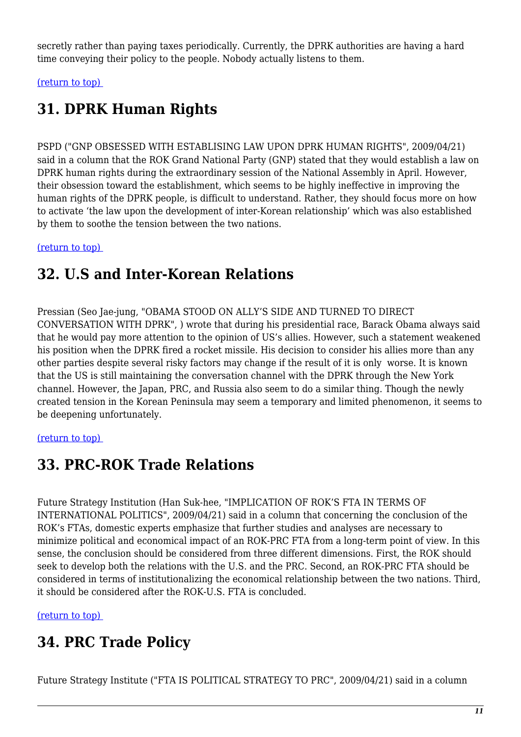secretly rather than paying taxes periodically. Currently, the DPRK authorities are having a hard time conveying their policy to the people. Nobody actually listens to them.

(return to top)

## 31. DPRK Human Rights

PSPD ("GNP OBSESSED WITH ESTABLISING LAW UPON DPRK HUMAN RIGHTS", 2009/04/21) said in a column that the ROK Grand National Party (GNP) stated that they would establish a law on DPRK human rights during the extraordinary session of the National Assembly in April. However, their obsession toward the establishment, which seems to be highly ineffective in improving the human rights of the DPRK people, is difficult to understand. Rather, they should focus more on how to activate 'the law upon the development of inter-Korean relationship' which was also established by them to soothe the tension between the two nations.

(return to top)

## 32. U.S and Inter-Korean Relations

Pressian (Seo Jae-jung, "OBAMA STOOD ON ALLY'S SIDE AND TURNED TO DIRECT CONVERSATION WITH DPRK", ) wrote that during his presidential race, Barack Obama always said that he would pay more attention to the opinion of US's allies. However, such a statement weakened his position when the DPRK fired a rocket missile. His decision to consider his allies more than any other parties despite several risky factors may change if the result of it is only worse. It is known that the US is still maintaining the conversation channel with the DPRK through the New York channel. However, the Japan, PRC, and Russia also seem to do a similar thing. Though the newly created tension in the Korean Peninsula may seem a temporary and limited phenomenon, it seems to be deepening unfortunately.

(return to top)

## 33. PRC-ROK Trade Relations

Future Strategy Institution (Han Suk-hee, "IMPLICATION OF ROK'S FTA IN TERMS OF INTERNATIONAL POLITICS", 2009/04/21) said in a column that concerning the conclusion of the ROK's FTAs, domestic experts emphasize that further studies and analyses are necessary to minimize political and economical impact of an ROK-PRC FTA from a long-term point of view. In this sense, the conclusion should be considered from three different dimensions. First, the ROK should seek to develop both the relations with the U.S. and the PRC. Second, an ROK-PRC FTA should be considered in terms of institutionalizing the economical relationship between the two nations. Third, it should be considered after the ROK-U.S. FTA is concluded.

(return to top)

## 34. PRC Trade Policy

Future Strategy Institute ("FTA IS POLITICAL STRATEGY TO PRC", 2009/04/21) said in a column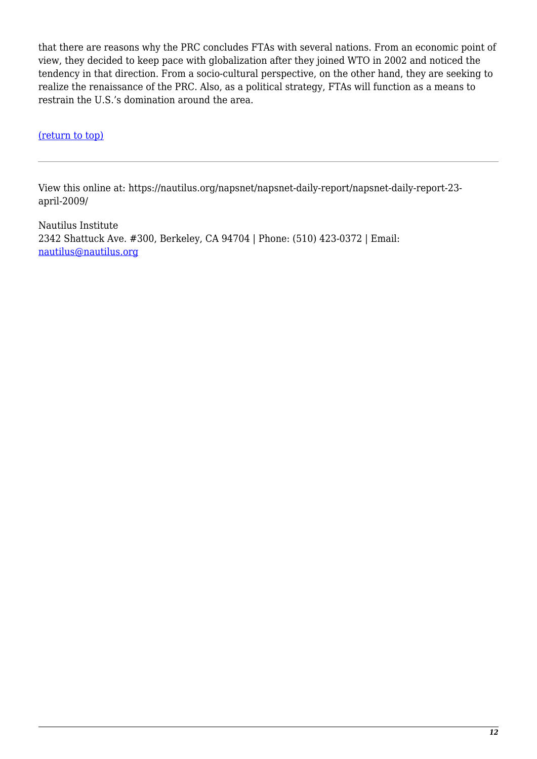that there are reasons why the PRC concludes FTAs with several nations. From an economic point of view, they decided to keep pace with globalization after they joined WTO in 2002 and noticed the tendency in that direction. From a socio-cultural perspective, on the other hand, they are seeking to realize the renaissance of the PRC. Also, as a political strategy, FTAs will function as a means to restrain the U.S.'s domination around the area.

(return to top)

---

View this online at: https://nautilus.org/napsnet/napsnet-daily-report/napsnet-daily-report-23-april-2009/

Nautilus Institute
2342 Shattuck Ave. #300, Berkeley, CA 94704 | Phone: (510) 423-0372 | Email: nautilus@nautilus.org